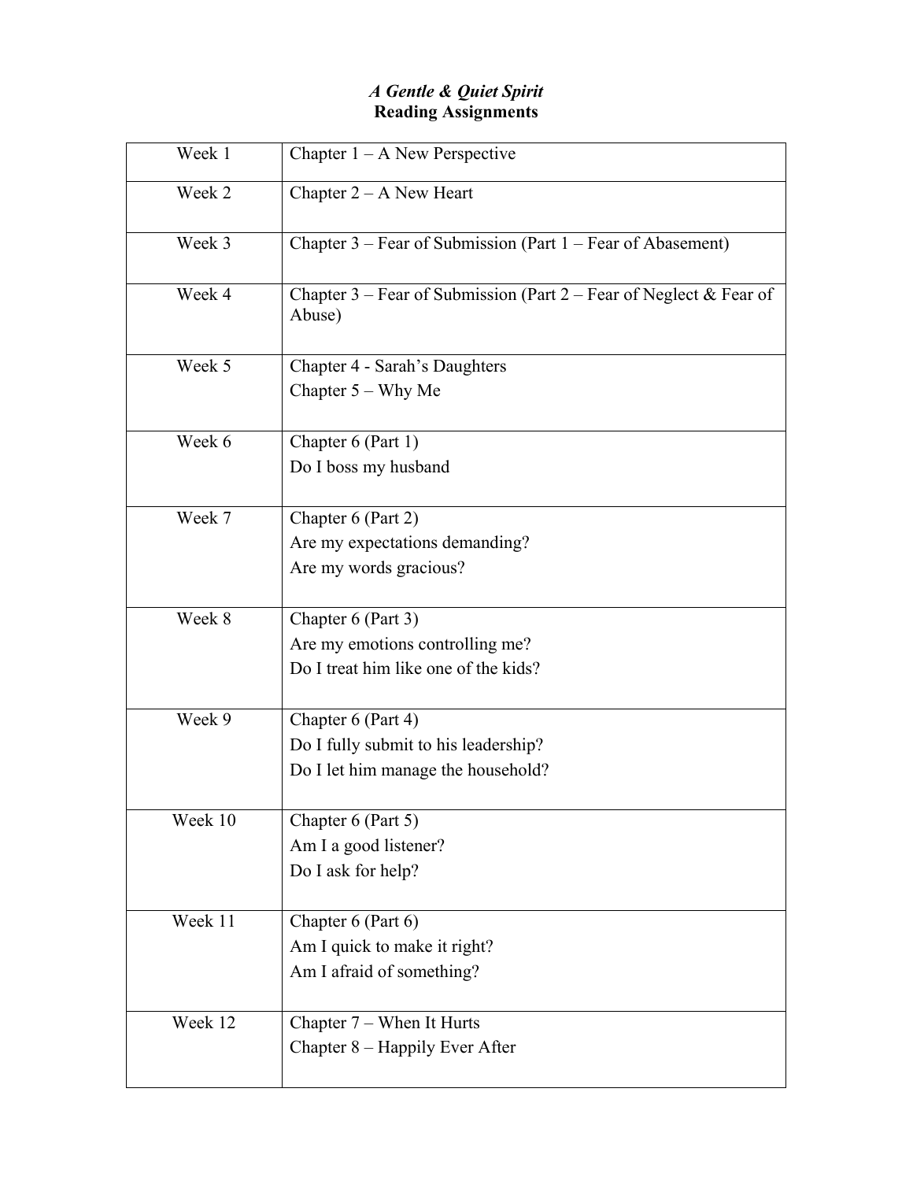# *A Gentle & Quiet Spirit*
## Reading Assignments

| | |
|---|---|
| Week 1 | Chapter 1 – A New Perspective |
| Week 2 | Chapter 2 – A New Heart |
| Week 3 | Chapter 3 – Fear of Submission (Part 1 – Fear of Abasement) |
| Week 4 | Chapter 3 – Fear of Submission (Part 2 – Fear of Neglect & Fear of Abuse) |
| Week 5 | Chapter 4 - Sarah's Daughters<br>Chapter 5 – Why Me |
| Week 6 | Chapter 6 (Part 1)<br>Do I boss my husband |
| Week 7 | Chapter 6 (Part 2)<br>Are my expectations demanding?<br>Are my words gracious? |
| Week 8 | Chapter 6 (Part 3)<br>Are my emotions controlling me?<br>Do I treat him like one of the kids? |
| Week 9 | Chapter 6 (Part 4)<br>Do I fully submit to his leadership?<br>Do I let him manage the household? |
| Week 10 | Chapter 6 (Part 5)<br>Am I a good listener?<br>Do I ask for help? |
| Week 11 | Chapter 6 (Part 6)<br>Am I quick to make it right?<br>Am I afraid of something? |
| Week 12 | Chapter 7 – When It Hurts<br>Chapter 8 – Happily Ever After |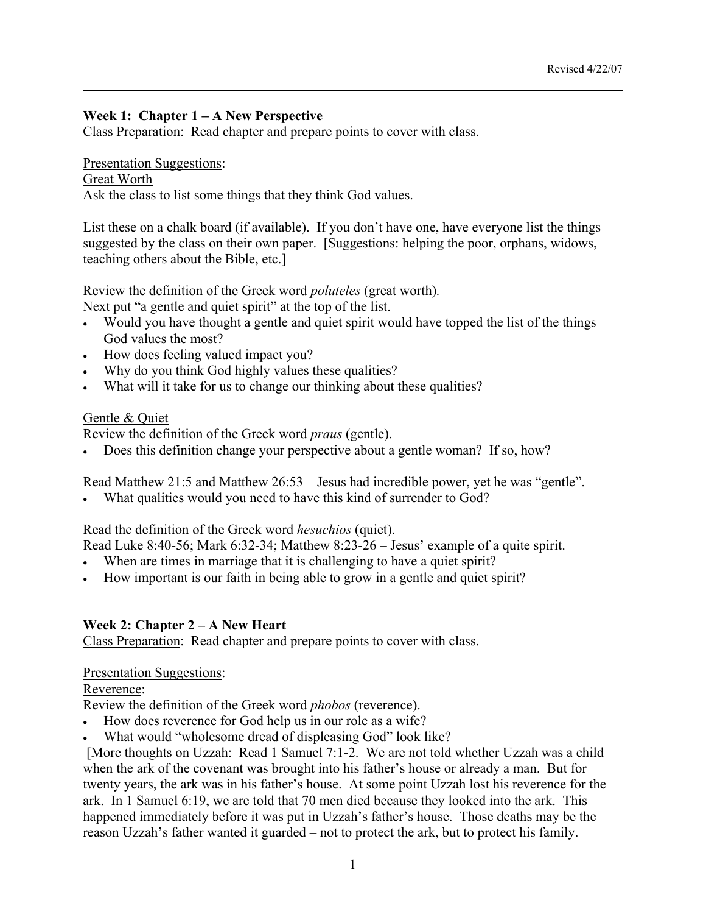Revised 4/22/07

---

### Week 1: Chapter 1 – A New Perspective

Class Preparation: Read chapter and prepare points to cover with class.

Presentation Suggestions:

Great Worth

Ask the class to list some things that they think God values.

List these on a chalk board (if available). If you don't have one, have everyone list the things suggested by the class on their own paper. [Suggestions: helping the poor, orphans, widows, teaching others about the Bible, etc.]

Review the definition of the Greek word *poluteles* (great worth).
Next put "a gentle and quiet spirit" at the top of the list.

- Would you have thought a gentle and quiet spirit would have topped the list of the things God values the most?
- How does feeling valued impact you?
- Why do you think God highly values these qualities?
- What will it take for us to change our thinking about these qualities?

Gentle & Quiet

Review the definition of the Greek word *praus* (gentle).

- Does this definition change your perspective about a gentle woman? If so, how?

Read Matthew 21:5 and Matthew 26:53 – Jesus had incredible power, yet he was "gentle".

- What qualities would you need to have this kind of surrender to God?

Read the definition of the Greek word *hesuchios* (quiet).
Read Luke 8:40-56; Mark 6:32-34; Matthew 8:23-26 – Jesus' example of a quite spirit.

- When are times in marriage that it is challenging to have a quiet spirit?
- How important is our faith in being able to grow in a gentle and quiet spirit?

---

### Week 2: Chapter 2 – A New Heart

Class Preparation: Read chapter and prepare points to cover with class.

Presentation Suggestions:

Reverence:

Review the definition of the Greek word *phobos* (reverence).

- How does reverence for God help us in our role as a wife?
- What would "wholesome dread of displeasing God" look like?

[More thoughts on Uzzah: Read 1 Samuel 7:1-2. We are not told whether Uzzah was a child when the ark of the covenant was brought into his father's house or already a man. But for twenty years, the ark was in his father's house. At some point Uzzah lost his reverence for the ark. In 1 Samuel 6:19, we are told that 70 men died because they looked into the ark. This happened immediately before it was put in Uzzah's father's house. Those deaths may be the reason Uzzah's father wanted it guarded – not to protect the ark, but to protect his family.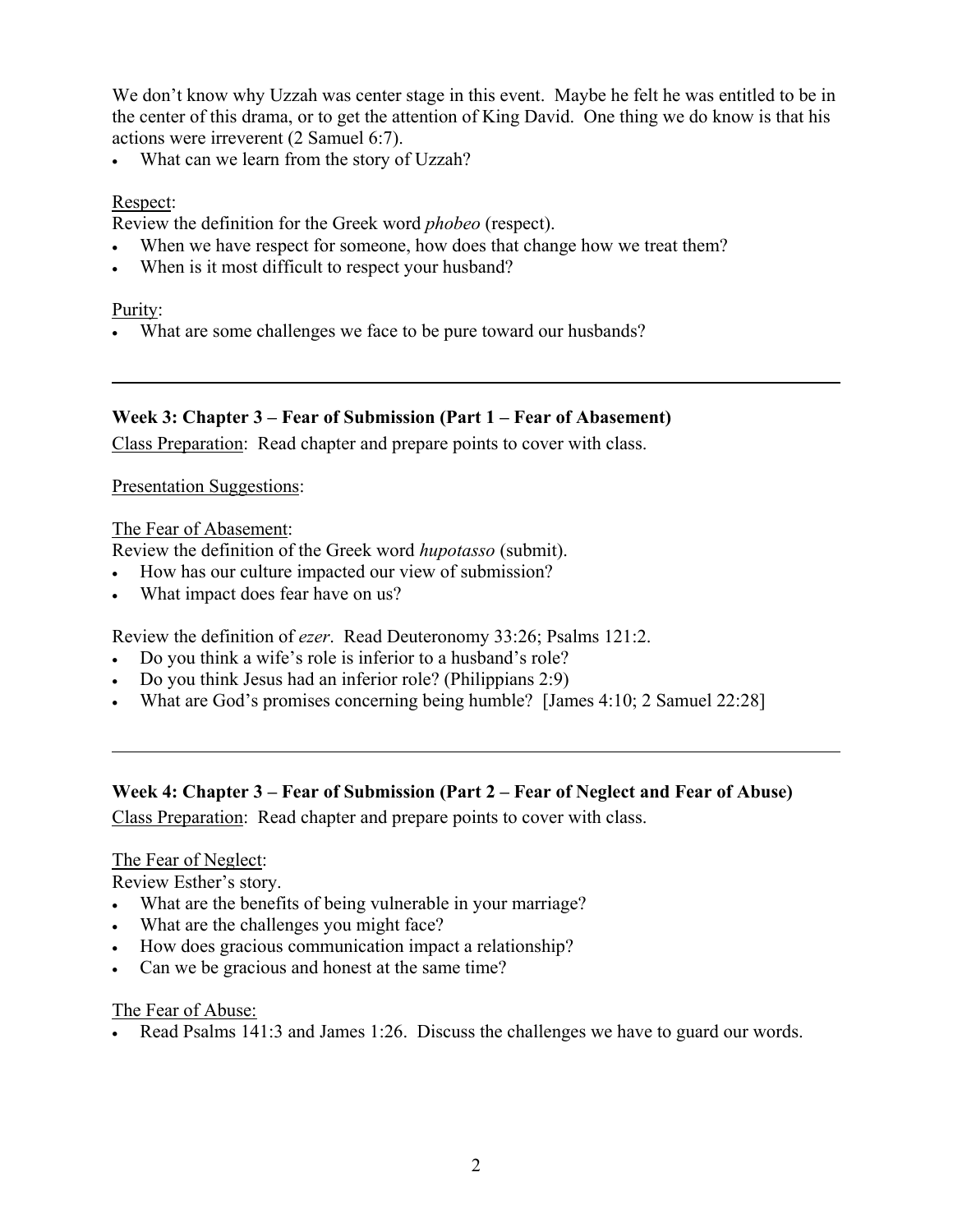We don't know why Uzzah was center stage in this event. Maybe he felt he was entitled to be in the center of this drama, or to get the attention of King David. One thing we do know is that his actions were irreverent (2 Samuel 6:7).

- What can we learn from the story of Uzzah?

Respect:

Review the definition for the Greek word *phobeo* (respect).

- When we have respect for someone, how does that change how we treat them?
- When is it most difficult to respect your husband?

Purity:

- What are some challenges we face to be pure toward our husbands?

---

**Week 3: Chapter 3 – Fear of Submission (Part 1 – Fear of Abasement)**

Class Preparation: Read chapter and prepare points to cover with class.

Presentation Suggestions:

The Fear of Abasement:

Review the definition of the Greek word *hupotasso* (submit).

- How has our culture impacted our view of submission?
- What impact does fear have on us?

Review the definition of *ezer*. Read Deuteronomy 33:26; Psalms 121:2.

- Do you think a wife's role is inferior to a husband's role?
- Do you think Jesus had an inferior role? (Philippians 2:9)
- What are God's promises concerning being humble? [James 4:10; 2 Samuel 22:28]

---

**Week 4: Chapter 3 – Fear of Submission (Part 2 – Fear of Neglect and Fear of Abuse)**

Class Preparation: Read chapter and prepare points to cover with class.

The Fear of Neglect:

Review Esther's story.

- What are the benefits of being vulnerable in your marriage?
- What are the challenges you might face?
- How does gracious communication impact a relationship?
- Can we be gracious and honest at the same time?

The Fear of Abuse:

- Read Psalms 141:3 and James 1:26. Discuss the challenges we have to guard our words.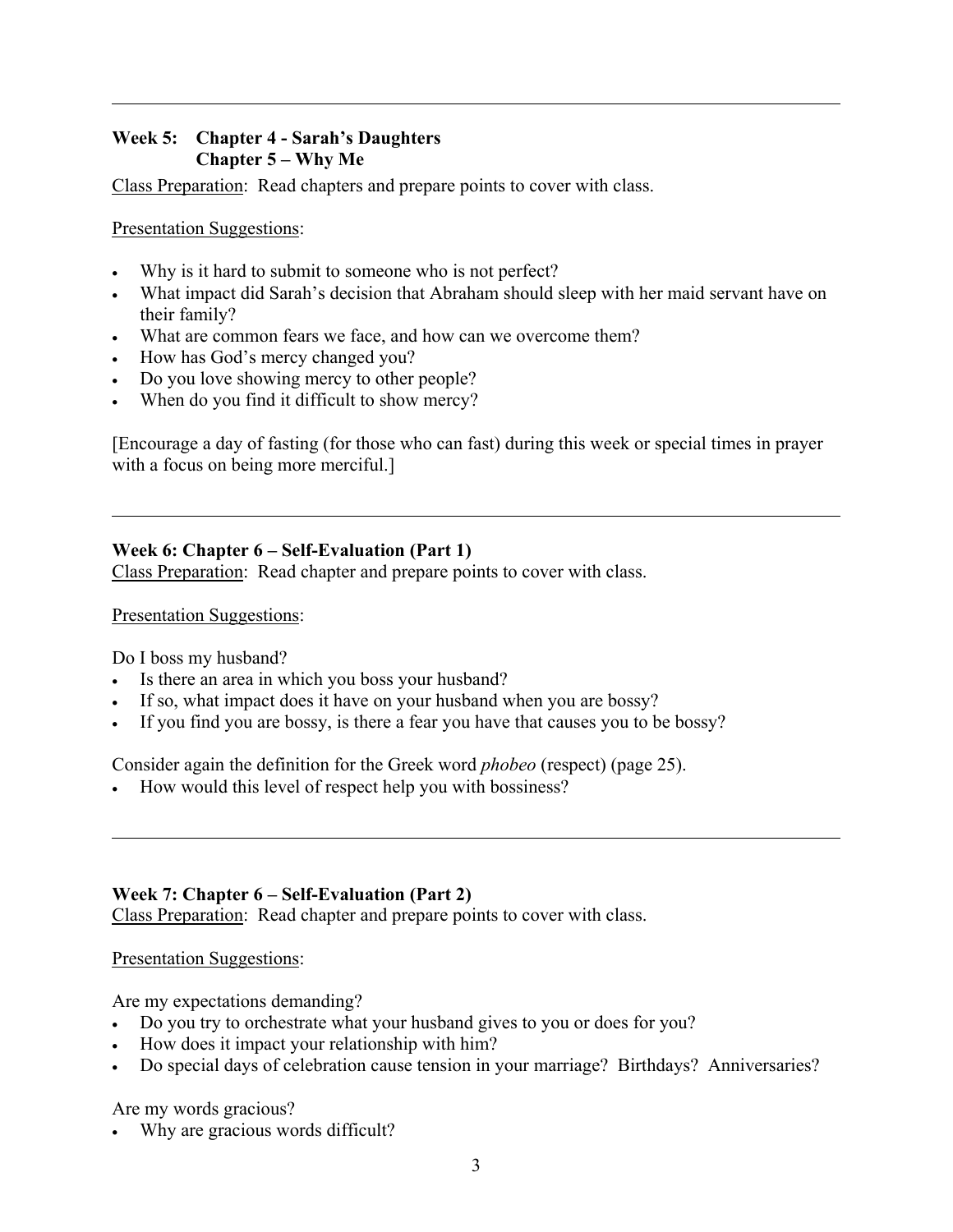---

## Week 5: Chapter 4 - Sarah's Daughters
## Chapter 5 – Why Me

Class Preparation: Read chapters and prepare points to cover with class.

Presentation Suggestions:

- Why is it hard to submit to someone who is not perfect?
- What impact did Sarah's decision that Abraham should sleep with her maid servant have on their family?
- What are common fears we face, and how can we overcome them?
- How has God's mercy changed you?
- Do you love showing mercy to other people?
- When do you find it difficult to show mercy?

[Encourage a day of fasting (for those who can fast) during this week or special times in prayer with a focus on being more merciful.]

---

## Week 6: Chapter 6 – Self-Evaluation (Part 1)

Class Preparation: Read chapter and prepare points to cover with class.

Presentation Suggestions:

Do I boss my husband?

- Is there an area in which you boss your husband?
- If so, what impact does it have on your husband when you are bossy?
- If you find you are bossy, is there a fear you have that causes you to be bossy?

Consider again the definition for the Greek word *phobeo* (respect) (page 25).

- How would this level of respect help you with bossiness?

---

## Week 7: Chapter 6 – Self-Evaluation (Part 2)

Class Preparation: Read chapter and prepare points to cover with class.

Presentation Suggestions:

Are my expectations demanding?

- Do you try to orchestrate what your husband gives to you or does for you?
- How does it impact your relationship with him?
- Do special days of celebration cause tension in your marriage? Birthdays? Anniversaries?

Are my words gracious?

- Why are gracious words difficult?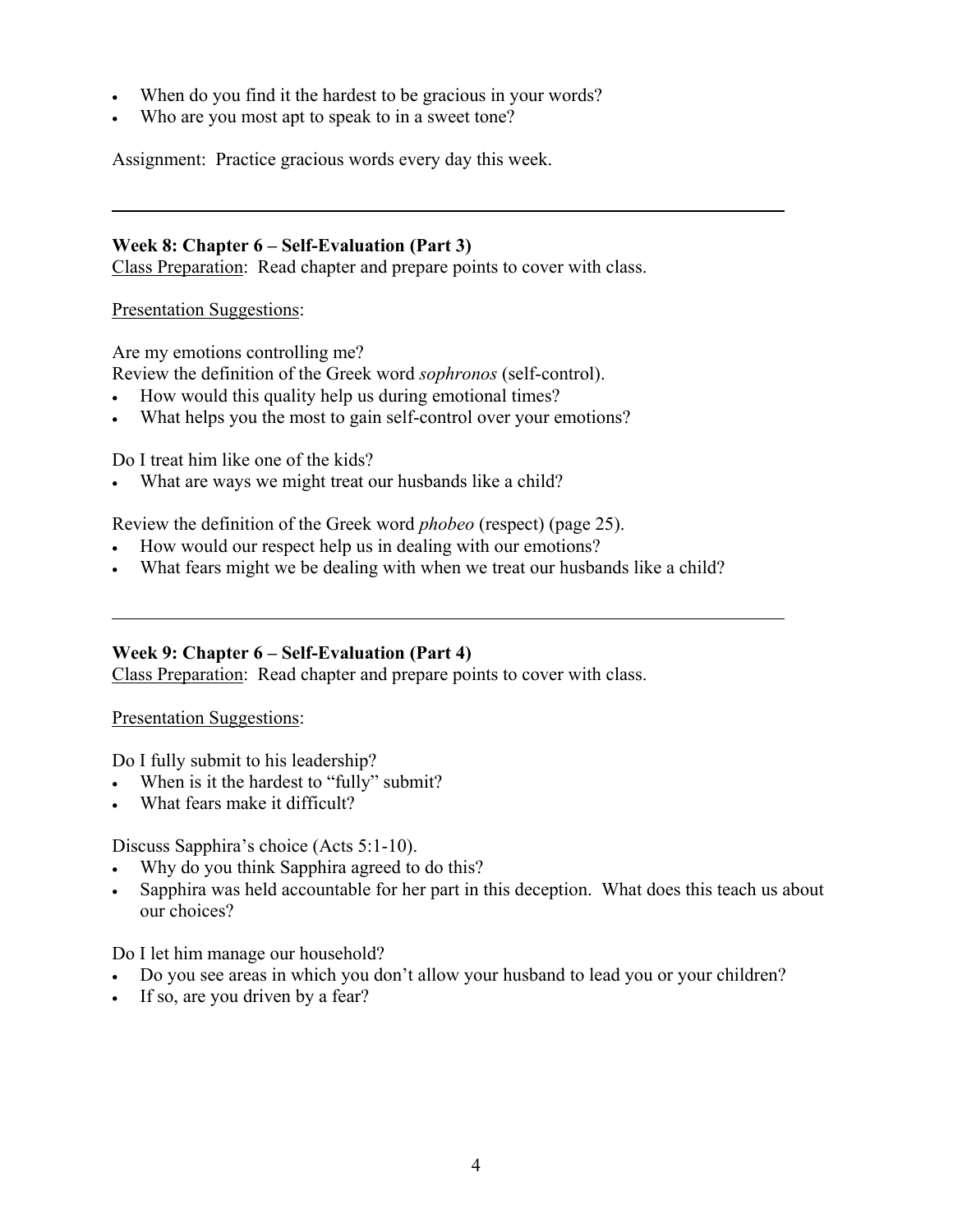- When do you find it the hardest to be gracious in your words?
- Who are you most apt to speak to in a sweet tone?

Assignment: Practice gracious words every day this week.

---

**Week 8: Chapter 6 – Self-Evaluation (Part 3)**

Class Preparation: Read chapter and prepare points to cover with class.

Presentation Suggestions:

Are my emotions controlling me?

Review the definition of the Greek word *sophronos* (self-control).

- How would this quality help us during emotional times?
- What helps you the most to gain self-control over your emotions?

Do I treat him like one of the kids?

- What are ways we might treat our husbands like a child?

Review the definition of the Greek word *phobeo* (respect) (page 25).

- How would our respect help us in dealing with our emotions?
- What fears might we be dealing with when we treat our husbands like a child?

---

**Week 9: Chapter 6 – Self-Evaluation (Part 4)**

Class Preparation: Read chapter and prepare points to cover with class.

Presentation Suggestions:

Do I fully submit to his leadership?

- When is it the hardest to "fully" submit?
- What fears make it difficult?

Discuss Sapphira's choice (Acts 5:1-10).

- Why do you think Sapphira agreed to do this?
- Sapphira was held accountable for her part in this deception. What does this teach us about our choices?

Do I let him manage our household?

- Do you see areas in which you don't allow your husband to lead you or your children?
- If so, are you driven by a fear?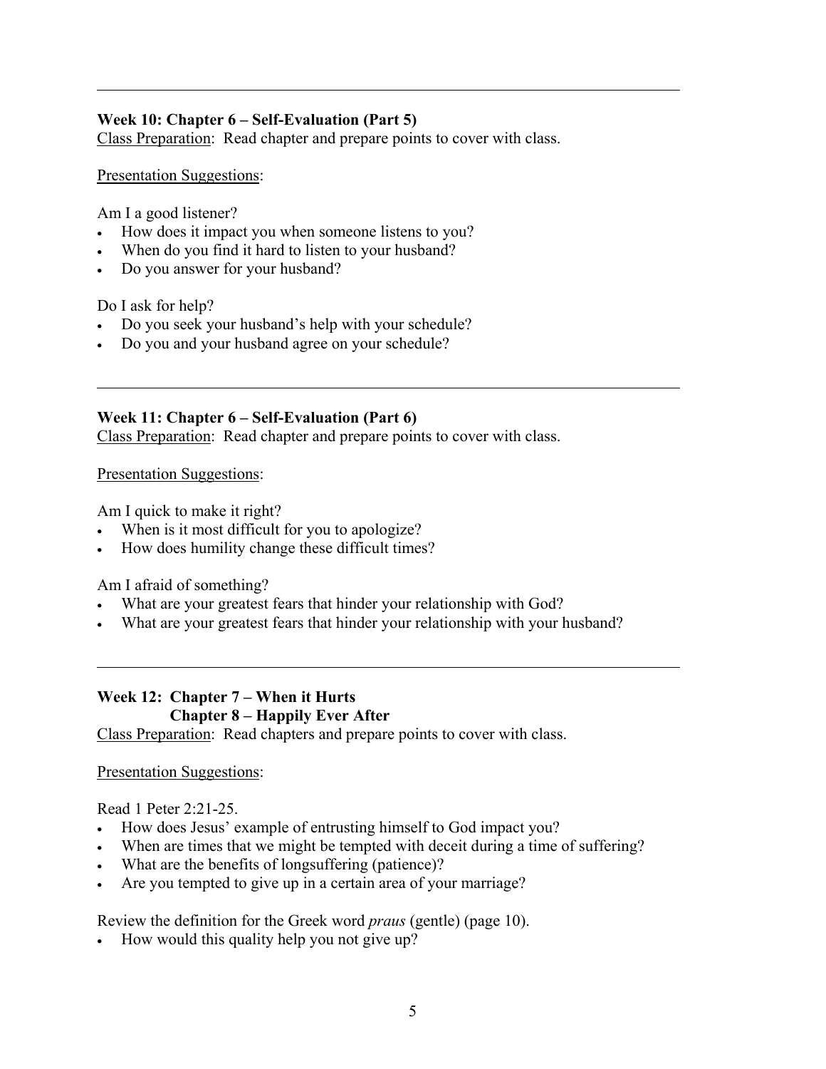---

### Week 10: Chapter 6 – Self-Evaluation (Part 5)

<u>Class Preparation</u>: Read chapter and prepare points to cover with class.

<u>Presentation Suggestions</u>:

Am I a good listener?

- How does it impact you when someone listens to you?
- When do you find it hard to listen to your husband?
- Do you answer for your husband?

Do I ask for help?

- Do you seek your husband's help with your schedule?
- Do you and your husband agree on your schedule?

---

### Week 11: Chapter 6 – Self-Evaluation (Part 6)

<u>Class Preparation</u>: Read chapter and prepare points to cover with class.

<u>Presentation Suggestions</u>:

Am I quick to make it right?

- When is it most difficult for you to apologize?
- How does humility change these difficult times?

Am I afraid of something?

- What are your greatest fears that hinder your relationship with God?
- What are your greatest fears that hinder your relationship with your husband?

---

### Week 12: Chapter 7 – When it Hurts
### Chapter 8 – Happily Ever After

<u>Class Preparation</u>: Read chapters and prepare points to cover with class.

<u>Presentation Suggestions</u>:

Read 1 Peter 2:21-25.

- How does Jesus' example of entrusting himself to God impact you?
- When are times that we might be tempted with deceit during a time of suffering?
- What are the benefits of longsuffering (patience)?
- Are you tempted to give up in a certain area of your marriage?

Review the definition for the Greek word *praus* (gentle) (page 10).

- How would this quality help you not give up?